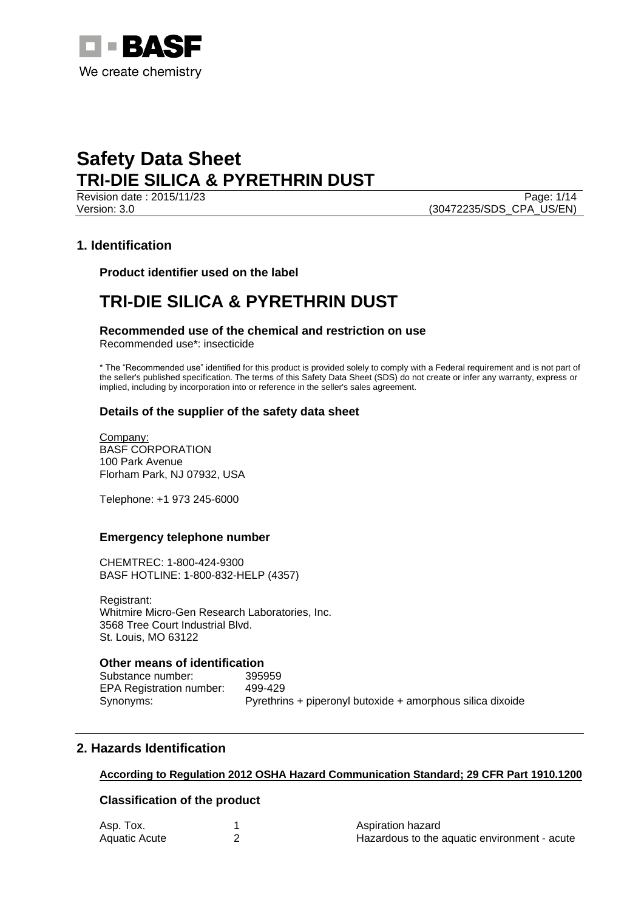BASF

We create chemistry

# Safety Data Sheet
# TRI-DIE SILICA & PYRETHRIN DUST

Revision date : 2015/11/23
Version: 3.0
(30472235/SDS_CPA_US/EN)

## 1. Identification

### Product identifier used on the label

# TRI-DIE SILICA & PYRETHRIN DUST

### Recommended use of the chemical and restriction on use

Recommended use*: insecticide

* The "Recommended use" identified for this product is provided solely to comply with a Federal requirement and is not part of the seller's published specification. The terms of this Safety Data Sheet (SDS) do not create or infer any warranty, express or implied, including by incorporation into or reference in the seller's sales agreement.

### Details of the supplier of the safety data sheet

Company:
BASF CORPORATION
100 Park Avenue
Florham Park, NJ 07932, USA

Telephone: +1 973 245-6000

### Emergency telephone number

CHEMTREC: 1-800-424-9300
BASF HOTLINE: 1-800-832-HELP (4357)

Registrant:
Whitmire Micro-Gen Research Laboratories, Inc.
3568 Tree Court Industrial Blvd.
St. Louis, MO 63122

### Other means of identification

| | |
|---|---|
| Substance number: | 395959 |
| EPA Registration number: | 499-429 |
| Synonyms: | Pyrethrins + piperonyl butoxide + amorphous silica dixoide |

## 2. Hazards Identification

**According to Regulation 2012 OSHA Hazard Communication Standard; 29 CFR Part 1910.1200**

### Classification of the product

| | | |
|---|---|---|
| Asp. Tox. | 1 | Aspiration hazard |
| Aquatic Acute | 2 | Hazardous to the aquatic environment - acute |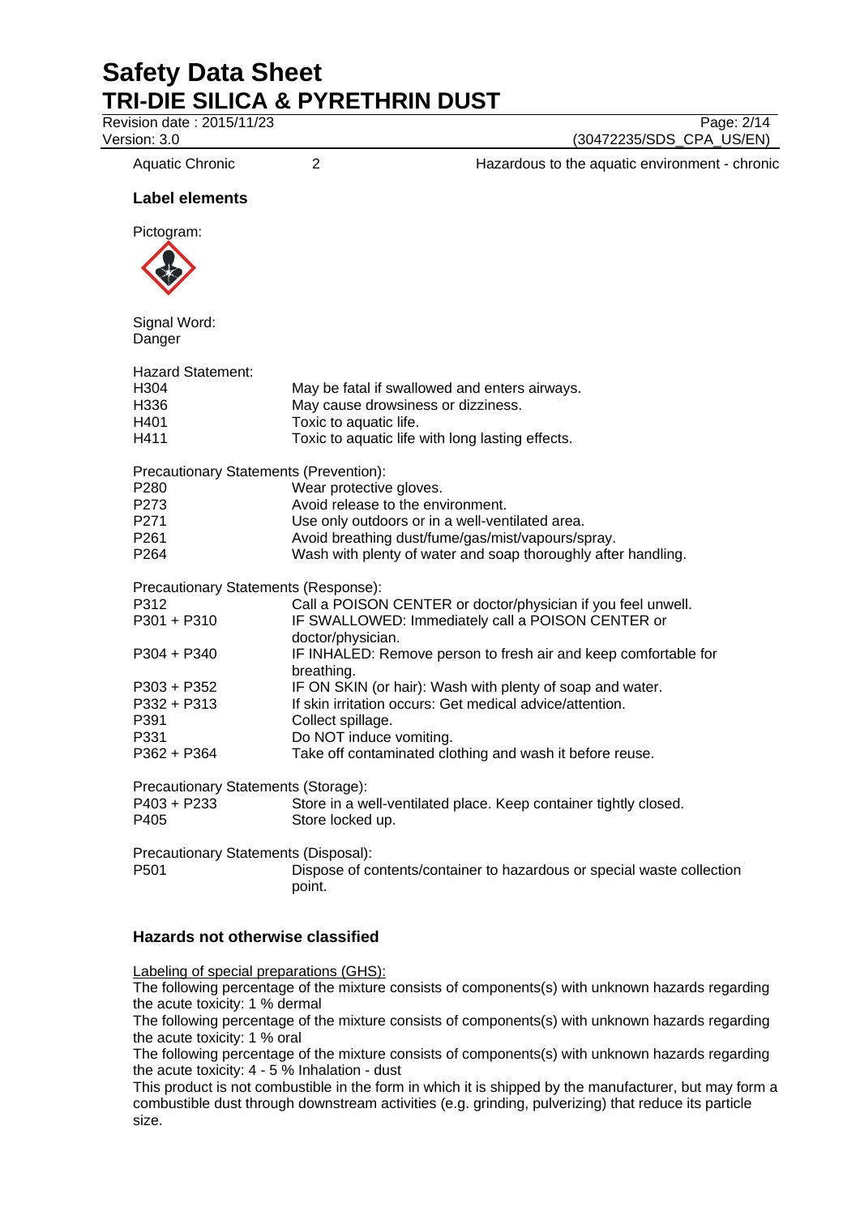| | | |
|---|---|---|
| Aquatic Chronic | 2 | Hazardous to the aquatic environment - chronic |

### Label elements

Pictogram:

Signal Word:
Danger

Hazard Statement:

| | |
|---|---|
| H304 | May be fatal if swallowed and enters airways. |
| H336 | May cause drowsiness or dizziness. |
| H401 | Toxic to aquatic life. |
| H411 | Toxic to aquatic life with long lasting effects. |

Precautionary Statements (Prevention):

| | |
|---|---|
| P280 | Wear protective gloves. |
| P273 | Avoid release to the environment. |
| P271 | Use only outdoors or in a well-ventilated area. |
| P261 | Avoid breathing dust/fume/gas/mist/vapours/spray. |
| P264 | Wash with plenty of water and soap thoroughly after handling. |

Precautionary Statements (Response):

| | |
|---|---|
| P312 | Call a POISON CENTER or doctor/physician if you feel unwell. |
| P301 + P310 | IF SWALLOWED: Immediately call a POISON CENTER or doctor/physician. |
| P304 + P340 | IF INHALED: Remove person to fresh air and keep comfortable for breathing. |
| P303 + P352 | IF ON SKIN (or hair): Wash with plenty of soap and water. |
| P332 + P313 | If skin irritation occurs: Get medical advice/attention. |
| P391 | Collect spillage. |
| P331 | Do NOT induce vomiting. |
| P362 + P364 | Take off contaminated clothing and wash it before reuse. |

Precautionary Statements (Storage):

| | |
|---|---|
| P403 + P233 | Store in a well-ventilated place. Keep container tightly closed. |
| P405 | Store locked up. |

Precautionary Statements (Disposal):

| | |
|---|---|
| P501 | Dispose of contents/container to hazardous or special waste collection point. |

### Hazards not otherwise classified

Labeling of special preparations (GHS):

The following percentage of the mixture consists of components(s) with unknown hazards regarding the acute toxicity: 1 % dermal

The following percentage of the mixture consists of components(s) with unknown hazards regarding the acute toxicity: 1 % oral

The following percentage of the mixture consists of components(s) with unknown hazards regarding the acute toxicity: 4 - 5 % Inhalation - dust

This product is not combustible in the form in which it is shipped by the manufacturer, but may form a combustible dust through downstream activities (e.g. grinding, pulverizing) that reduce its particle size.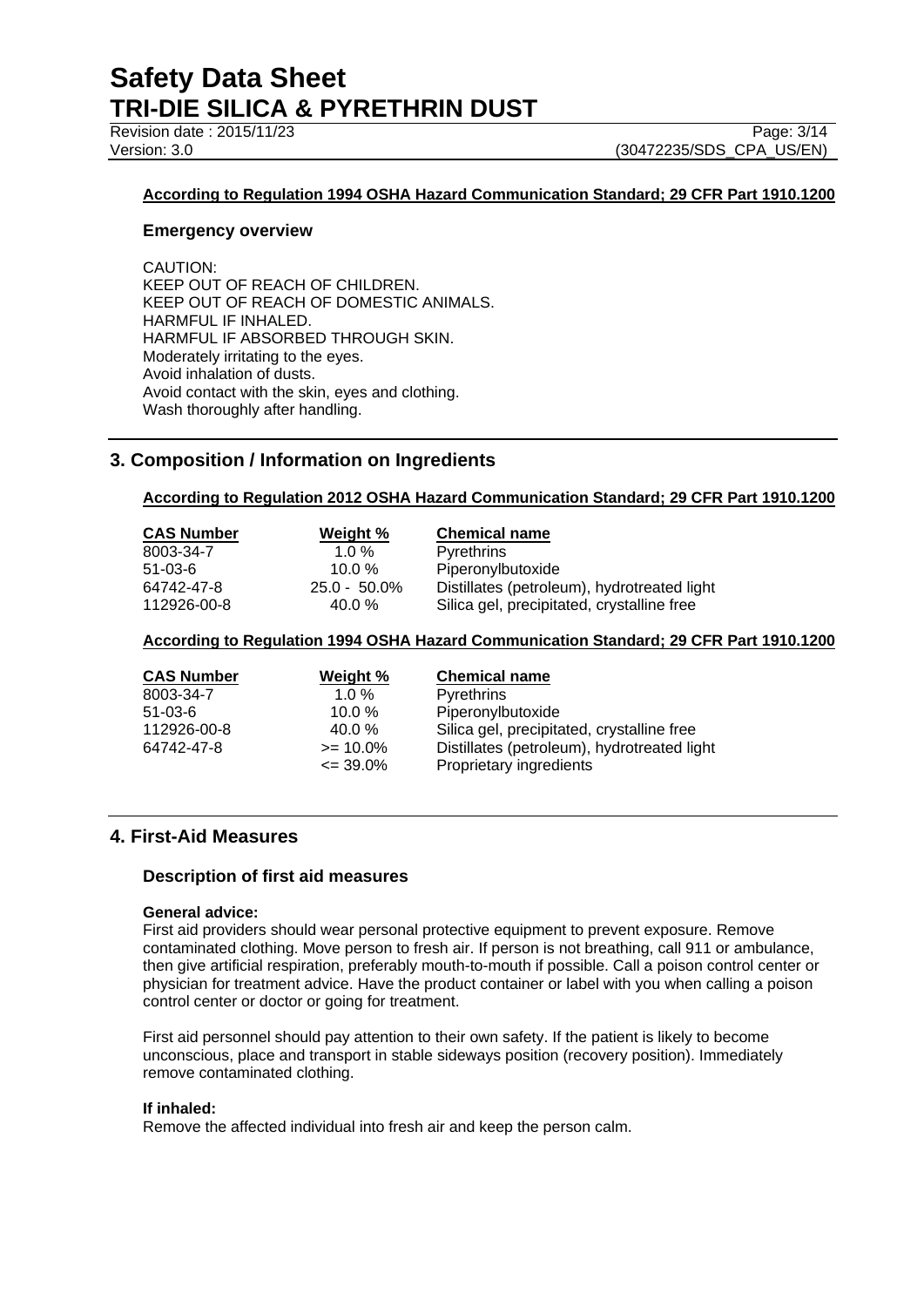**According to Regulation 1994 OSHA Hazard Communication Standard; 29 CFR Part 1910.1200**

### Emergency overview

CAUTION:
KEEP OUT OF REACH OF CHILDREN.
KEEP OUT OF REACH OF DOMESTIC ANIMALS.
HARMFUL IF INHALED.
HARMFUL IF ABSORBED THROUGH SKIN.
Moderately irritating to the eyes.
Avoid inhalation of dusts.
Avoid contact with the skin, eyes and clothing.
Wash thoroughly after handling.

## 3. Composition / Information on Ingredients

**According to Regulation 2012 OSHA Hazard Communication Standard; 29 CFR Part 1910.1200**

| CAS Number | Weight % | Chemical name |
|---|---|---|
| 8003-34-7 | 1.0 % | Pyrethrins |
| 51-03-6 | 10.0 % | Piperonylbutoxide |
| 64742-47-8 | 25.0 - 50.0% | Distillates (petroleum), hydrotreated light |
| 112926-00-8 | 40.0 % | Silica gel, precipitated, crystalline free |

**According to Regulation 1994 OSHA Hazard Communication Standard; 29 CFR Part 1910.1200**

| CAS Number | Weight % | Chemical name |
|---|---|---|
| 8003-34-7 | 1.0 % | Pyrethrins |
| 51-03-6 | 10.0 % | Piperonylbutoxide |
| 112926-00-8 | 40.0 % | Silica gel, precipitated, crystalline free |
| 64742-47-8 | >= 10.0% | Distillates (petroleum), hydrotreated light |
| | <= 39.0% | Proprietary ingredients |

## 4. First-Aid Measures

### Description of first aid measures

**General advice:**
First aid providers should wear personal protective equipment to prevent exposure. Remove contaminated clothing. Move person to fresh air. If person is not breathing, call 911 or ambulance, then give artificial respiration, preferably mouth-to-mouth if possible. Call a poison control center or physician for treatment advice. Have the product container or label with you when calling a poison control center or doctor or going for treatment.

First aid personnel should pay attention to their own safety. If the patient is likely to become unconscious, place and transport in stable sideways position (recovery position). Immediately remove contaminated clothing.

**If inhaled:**
Remove the affected individual into fresh air and keep the person calm.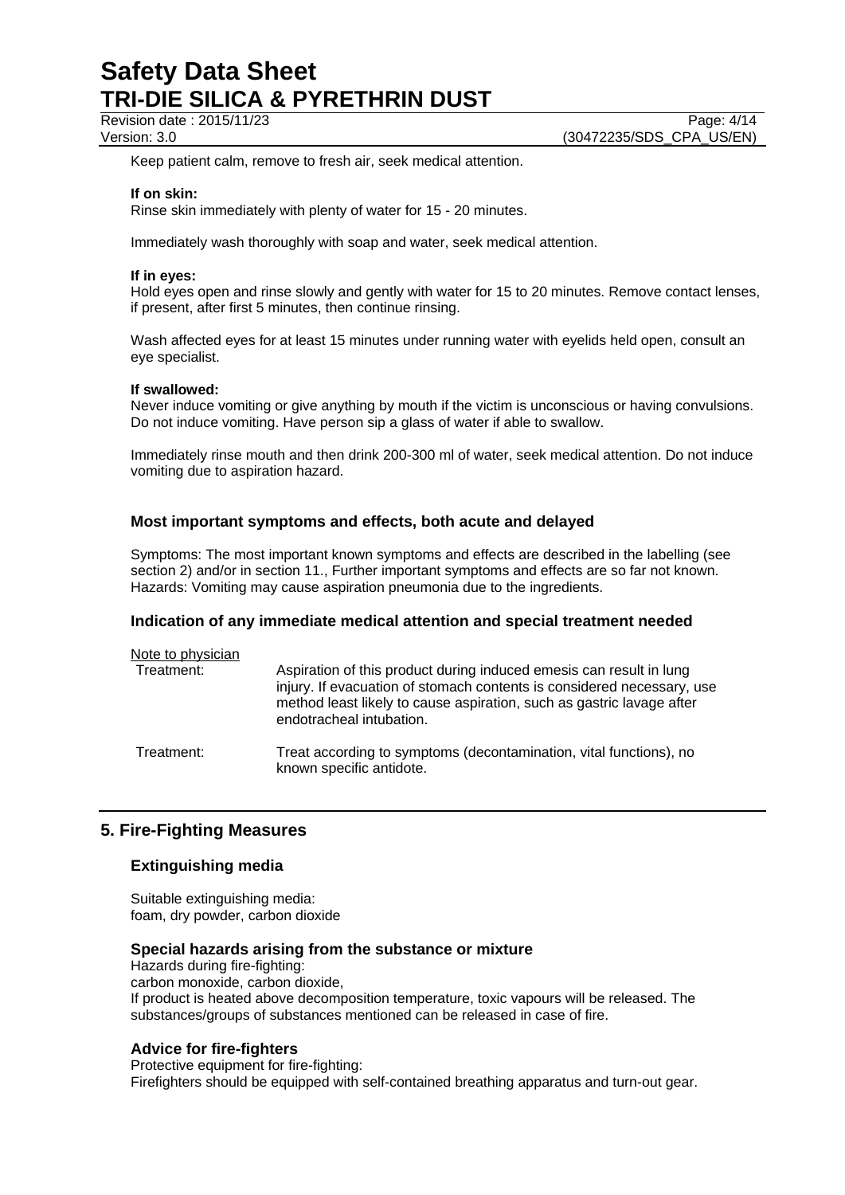Keep patient calm, remove to fresh air, seek medical attention.

**If on skin:**
Rinse skin immediately with plenty of water for 15 - 20 minutes.

Immediately wash thoroughly with soap and water, seek medical attention.

**If in eyes:**
Hold eyes open and rinse slowly and gently with water for 15 to 20 minutes. Remove contact lenses, if present, after first 5 minutes, then continue rinsing.

Wash affected eyes for at least 15 minutes under running water with eyelids held open, consult an eye specialist.

**If swallowed:**
Never induce vomiting or give anything by mouth if the victim is unconscious or having convulsions. Do not induce vomiting. Have person sip a glass of water if able to swallow.

Immediately rinse mouth and then drink 200-300 ml of water, seek medical attention. Do not induce vomiting due to aspiration hazard.

### Most important symptoms and effects, both acute and delayed

Symptoms: The most important known symptoms and effects are described in the labelling (see section 2) and/or in section 11., Further important symptoms and effects are so far not known.
Hazards: Vomiting may cause aspiration pneumonia due to the ingredients.

### Indication of any immediate medical attention and special treatment needed

Note to physician

Treatment: Aspiration of this product during induced emesis can result in lung injury. If evacuation of stomach contents is considered necessary, use method least likely to cause aspiration, such as gastric lavage after endotracheal intubation.

Treatment: Treat according to symptoms (decontamination, vital functions), no known specific antidote.

## 5. Fire-Fighting Measures

### Extinguishing media

Suitable extinguishing media:
foam, dry powder, carbon dioxide

### Special hazards arising from the substance or mixture

Hazards during fire-fighting:
carbon monoxide, carbon dioxide,
If product is heated above decomposition temperature, toxic vapours will be released. The substances/groups of substances mentioned can be released in case of fire.

### Advice for fire-fighters

Protective equipment for fire-fighting:
Firefighters should be equipped with self-contained breathing apparatus and turn-out gear.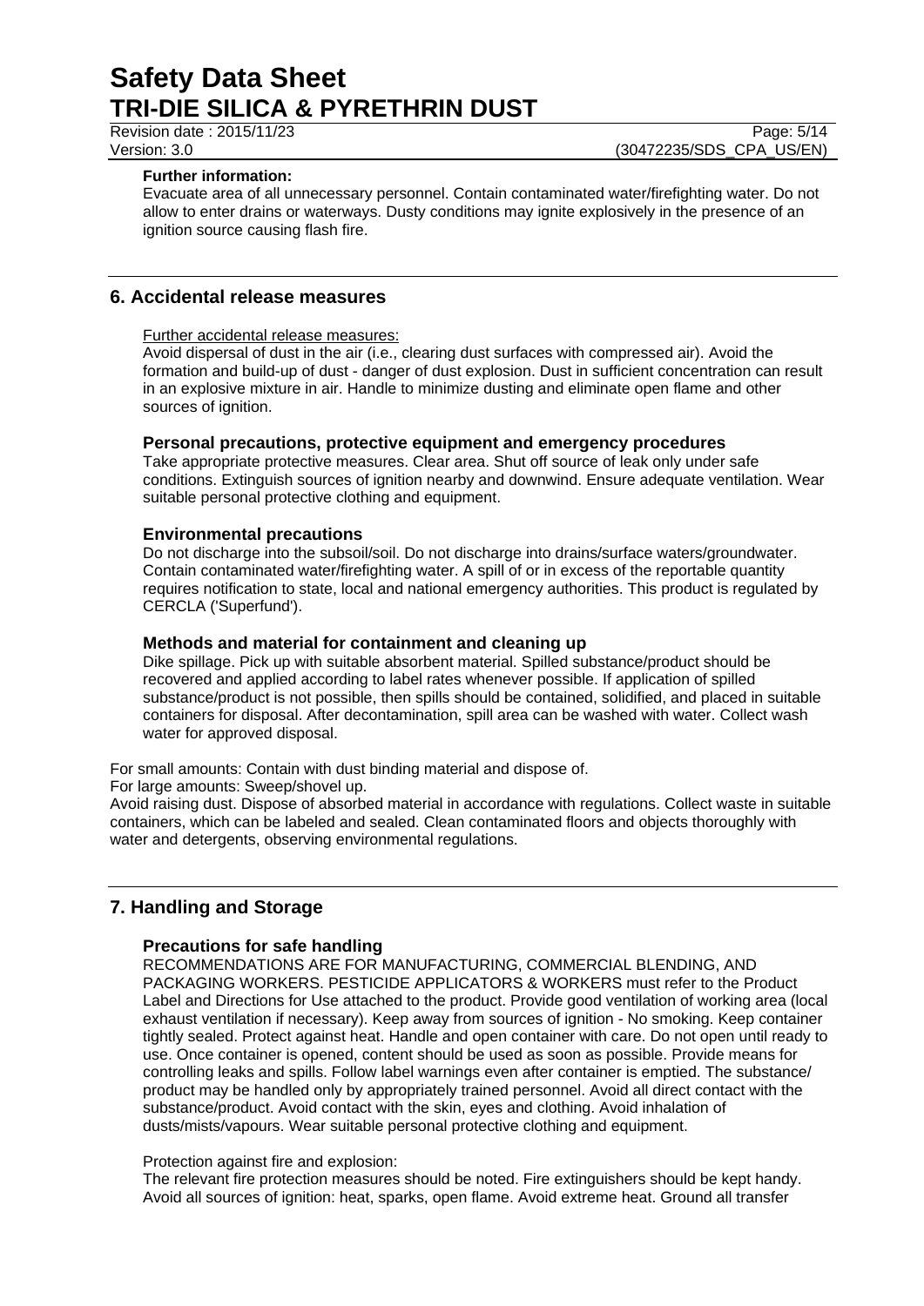**Further information:**

Evacuate area of all unnecessary personnel. Contain contaminated water/firefighting water. Do not allow to enter drains or waterways. Dusty conditions may ignite explosively in the presence of an ignition source causing flash fire.

## 6. Accidental release measures

Further accidental release measures:

Avoid dispersal of dust in the air (i.e., clearing dust surfaces with compressed air). Avoid the formation and build-up of dust - danger of dust explosion. Dust in sufficient concentration can result in an explosive mixture in air. Handle to minimize dusting and eliminate open flame and other sources of ignition.

### Personal precautions, protective equipment and emergency procedures

Take appropriate protective measures. Clear area. Shut off source of leak only under safe conditions. Extinguish sources of ignition nearby and downwind. Ensure adequate ventilation. Wear suitable personal protective clothing and equipment.

### Environmental precautions

Do not discharge into the subsoil/soil. Do not discharge into drains/surface waters/groundwater. Contain contaminated water/firefighting water. A spill of or in excess of the reportable quantity requires notification to state, local and national emergency authorities. This product is regulated by CERCLA ('Superfund').

### Methods and material for containment and cleaning up

Dike spillage. Pick up with suitable absorbent material. Spilled substance/product should be recovered and applied according to label rates whenever possible. If application of spilled substance/product is not possible, then spills should be contained, solidified, and placed in suitable containers for disposal. After decontamination, spill area can be washed with water. Collect wash water for approved disposal.

For small amounts: Contain with dust binding material and dispose of.
For large amounts: Sweep/shovel up.
Avoid raising dust. Dispose of absorbed material in accordance with regulations. Collect waste in suitable containers, which can be labeled and sealed. Clean contaminated floors and objects thoroughly with water and detergents, observing environmental regulations.

## 7. Handling and Storage

### Precautions for safe handling

RECOMMENDATIONS ARE FOR MANUFACTURING, COMMERCIAL BLENDING, AND PACKAGING WORKERS. PESTICIDE APPLICATORS & WORKERS must refer to the Product Label and Directions for Use attached to the product. Provide good ventilation of working area (local exhaust ventilation if necessary). Keep away from sources of ignition - No smoking. Keep container tightly sealed. Protect against heat. Handle and open container with care. Do not open until ready to use. Once container is opened, content should be used as soon as possible. Provide means for controlling leaks and spills. Follow label warnings even after container is emptied. The substance/ product may be handled only by appropriately trained personnel. Avoid all direct contact with the substance/product. Avoid contact with the skin, eyes and clothing. Avoid inhalation of dusts/mists/vapours. Wear suitable personal protective clothing and equipment.

Protection against fire and explosion:

The relevant fire protection measures should be noted. Fire extinguishers should be kept handy. Avoid all sources of ignition: heat, sparks, open flame. Avoid extreme heat. Ground all transfer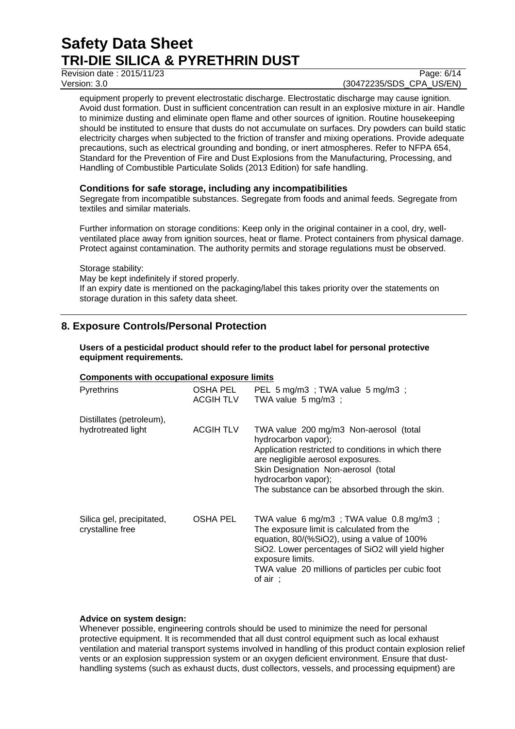equipment properly to prevent electrostatic discharge. Electrostatic discharge may cause ignition. Avoid dust formation. Dust in sufficient concentration can result in an explosive mixture in air. Handle to minimize dusting and eliminate open flame and other sources of ignition. Routine housekeeping should be instituted to ensure that dusts do not accumulate on surfaces. Dry powders can build static electricity charges when subjected to the friction of transfer and mixing operations. Provide adequate precautions, such as electrical grounding and bonding, or inert atmospheres. Refer to NFPA 654, Standard for the Prevention of Fire and Dust Explosions from the Manufacturing, Processing, and Handling of Combustible Particulate Solids (2013 Edition) for safe handling.

### Conditions for safe storage, including any incompatibilities

Segregate from incompatible substances. Segregate from foods and animal feeds. Segregate from textiles and similar materials.

Further information on storage conditions: Keep only in the original container in a cool, dry, well-ventilated place away from ignition sources, heat or flame. Protect containers from physical damage. Protect against contamination. The authority permits and storage regulations must be observed.

Storage stability:
May be kept indefinitely if stored properly.
If an expiry date is mentioned on the packaging/label this takes priority over the statements on storage duration in this safety data sheet.

## 8. Exposure Controls/Personal Protection

**Users of a pesticidal product should refer to the product label for personal protective equipment requirements.**

**Components with occupational exposure limits**

| Component | Source | Value |
|---|---|---|
| Pyrethrins | OSHA PEL<br>ACGIH TLV | PEL 5 mg/m3 ; TWA value 5 mg/m3 ;<br>TWA value 5 mg/m3 ; |
| Distillates (petroleum), hydrotreated light | ACGIH TLV | TWA value 200 mg/m3 Non-aerosol (total hydrocarbon vapor);<br>Application restricted to conditions in which there are negligible aerosol exposures.<br>Skin Designation Non-aerosol (total hydrocarbon vapor);<br>The substance can be absorbed through the skin. |
| Silica gel, precipitated, crystalline free | OSHA PEL | TWA value 6 mg/m3 ; TWA value 0.8 mg/m3 ;<br>The exposure limit is calculated from the equation, 80/(%SiO2), using a value of 100% SiO2. Lower percentages of SiO2 will yield higher exposure limits.<br>TWA value 20 millions of particles per cubic foot of air ; |

**Advice on system design:**
Whenever possible, engineering controls should be used to minimize the need for personal protective equipment. It is recommended that all dust control equipment such as local exhaust ventilation and material transport systems involved in handling of this product contain explosion relief vents or an explosion suppression system or an oxygen deficient environment. Ensure that dust-handling systems (such as exhaust ducts, dust collectors, vessels, and processing equipment) are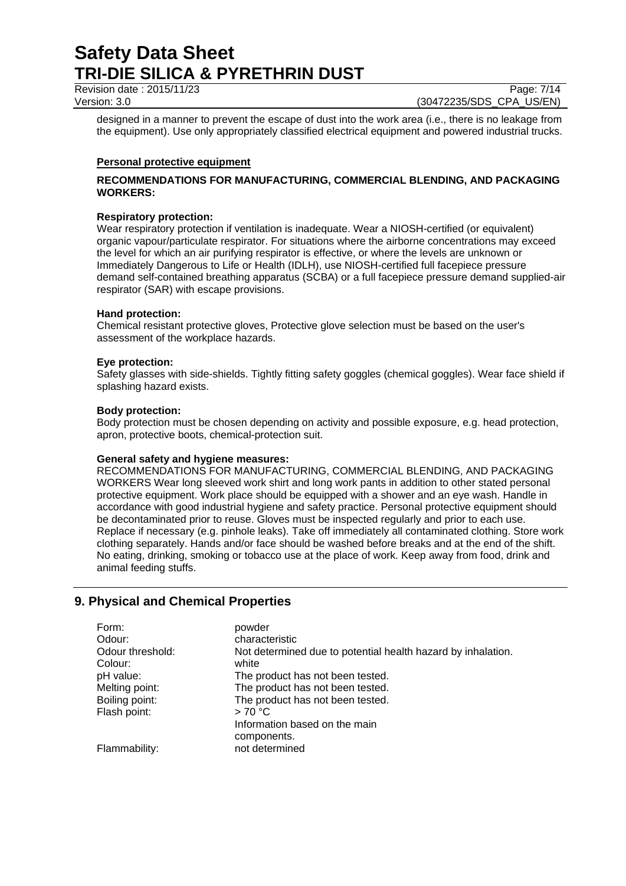designed in a manner to prevent the escape of dust into the work area (i.e., there is no leakage from the equipment). Use only appropriately classified electrical equipment and powered industrial trucks.

**Personal protective equipment**

**RECOMMENDATIONS FOR MANUFACTURING, COMMERCIAL BLENDING, AND PACKAGING WORKERS:**

**Respiratory protection:**
Wear respiratory protection if ventilation is inadequate. Wear a NIOSH-certified (or equivalent) organic vapour/particulate respirator. For situations where the airborne concentrations may exceed the level for which an air purifying respirator is effective, or where the levels are unknown or Immediately Dangerous to Life or Health (IDLH), use NIOSH-certified full facepiece pressure demand self-contained breathing apparatus (SCBA) or a full facepiece pressure demand supplied-air respirator (SAR) with escape provisions.

**Hand protection:**
Chemical resistant protective gloves, Protective glove selection must be based on the user's assessment of the workplace hazards.

**Eye protection:**
Safety glasses with side-shields. Tightly fitting safety goggles (chemical goggles). Wear face shield if splashing hazard exists.

**Body protection:**
Body protection must be chosen depending on activity and possible exposure, e.g. head protection, apron, protective boots, chemical-protection suit.

**General safety and hygiene measures:**
RECOMMENDATIONS FOR MANUFACTURING, COMMERCIAL BLENDING, AND PACKAGING WORKERS Wear long sleeved work shirt and long work pants in addition to other stated personal protective equipment. Work place should be equipped with a shower and an eye wash. Handle in accordance with good industrial hygiene and safety practice. Personal protective equipment should be decontaminated prior to reuse. Gloves must be inspected regularly and prior to each use. Replace if necessary (e.g. pinhole leaks). Take off immediately all contaminated clothing. Store work clothing separately. Hands and/or face should be washed before breaks and at the end of the shift. No eating, drinking, smoking or tobacco use at the place of work. Keep away from food, drink and animal feeding stuffs.

## 9. Physical and Chemical Properties

| | |
|---|---|
| Form: | powder |
| Odour: | characteristic |
| Odour threshold: | Not determined due to potential health hazard by inhalation. |
| Colour: | white |
| pH value: | The product has not been tested. |
| Melting point: | The product has not been tested. |
| Boiling point: | The product has not been tested. |
| Flash point: | > 70 °C<br>Information based on the main components. |
| Flammability: | not determined |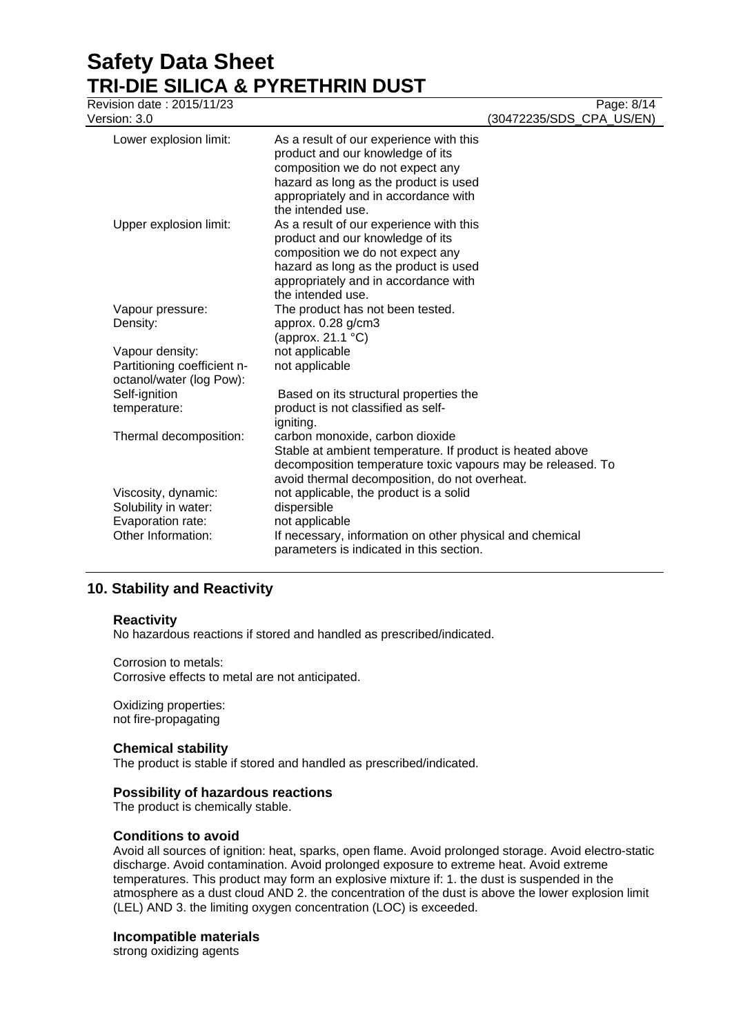| | |
|---|---|
| Lower explosion limit: | As a result of our experience with this product and our knowledge of its composition we do not expect any hazard as long as the product is used appropriately and in accordance with the intended use. |
| Upper explosion limit: | As a result of our experience with this product and our knowledge of its composition we do not expect any hazard as long as the product is used appropriately and in accordance with the intended use. |
| Vapour pressure: | The product has not been tested. |
| Density: | approx. 0.28 g/cm3 (approx. 21.1 °C) |
| Vapour density: | not applicable |
| Partitioning coefficient n-octanol/water (log Pow): | not applicable |
| Self-ignition temperature: | Based on its structural properties the product is not classified as self-igniting. |
| Thermal decomposition: | carbon monoxide, carbon dioxide<br>Stable at ambient temperature. If product is heated above decomposition temperature toxic vapours may be released. To avoid thermal decomposition, do not overheat. |
| Viscosity, dynamic: | not applicable, the product is a solid |
| Solubility in water: | dispersible |
| Evaporation rate: | not applicable |
| Other Information: | If necessary, information on other physical and chemical parameters is indicated in this section. |

## 10. Stability and Reactivity

### Reactivity

No hazardous reactions if stored and handled as prescribed/indicated.

Corrosion to metals:
Corrosive effects to metal are not anticipated.

Oxidizing properties:
not fire-propagating

### Chemical stability

The product is stable if stored and handled as prescribed/indicated.

### Possibility of hazardous reactions

The product is chemically stable.

### Conditions to avoid

Avoid all sources of ignition: heat, sparks, open flame. Avoid prolonged storage. Avoid electro-static discharge. Avoid contamination. Avoid prolonged exposure to extreme heat. Avoid extreme temperatures. This product may form an explosive mixture if: 1. the dust is suspended in the atmosphere as a dust cloud AND 2. the concentration of the dust is above the lower explosion limit (LEL) AND 3. the limiting oxygen concentration (LOC) is exceeded.

### Incompatible materials

strong oxidizing agents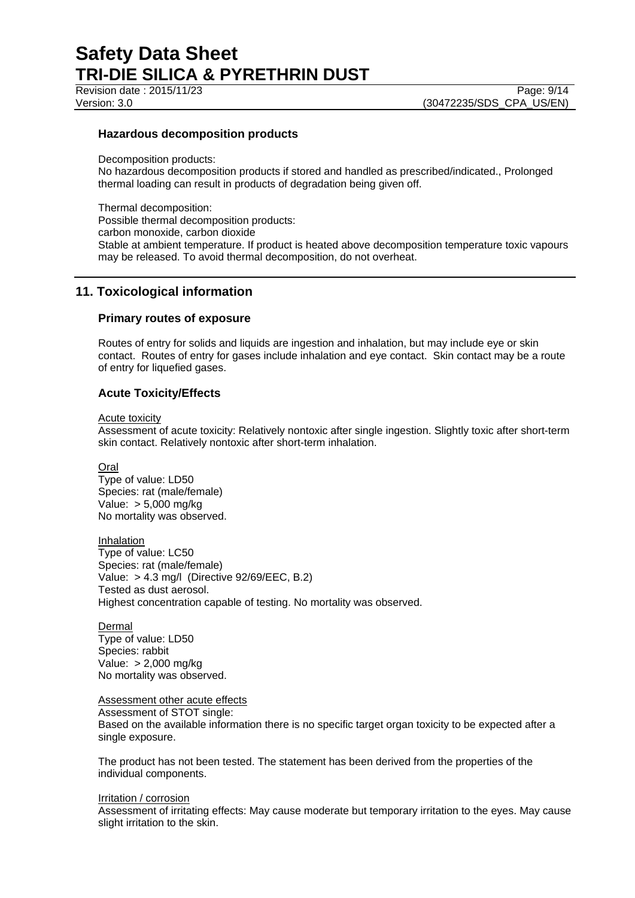### Hazardous decomposition products

Decomposition products:
No hazardous decomposition products if stored and handled as prescribed/indicated., Prolonged thermal loading can result in products of degradation being given off.

Thermal decomposition:
Possible thermal decomposition products:
carbon monoxide, carbon dioxide
Stable at ambient temperature. If product is heated above decomposition temperature toxic vapours may be released. To avoid thermal decomposition, do not overheat.

## 11. Toxicological information

### Primary routes of exposure

Routes of entry for solids and liquids are ingestion and inhalation, but may include eye or skin contact. Routes of entry for gases include inhalation and eye contact. Skin contact may be a route of entry for liquefied gases.

### Acute Toxicity/Effects

Acute toxicity
Assessment of acute toxicity: Relatively nontoxic after single ingestion. Slightly toxic after short-term skin contact. Relatively nontoxic after short-term inhalation.

Oral
Type of value: LD50
Species: rat (male/female)
Value: > 5,000 mg/kg
No mortality was observed.

Inhalation
Type of value: LC50
Species: rat (male/female)
Value: > 4.3 mg/l (Directive 92/69/EEC, B.2)
Tested as dust aerosol.
Highest concentration capable of testing. No mortality was observed.

Dermal
Type of value: LD50
Species: rabbit
Value: > 2,000 mg/kg
No mortality was observed.

Assessment other acute effects
Assessment of STOT single:
Based on the available information there is no specific target organ toxicity to be expected after a single exposure.

The product has not been tested. The statement has been derived from the properties of the individual components.

Irritation / corrosion
Assessment of irritating effects: May cause moderate but temporary irritation to the eyes. May cause slight irritation to the skin.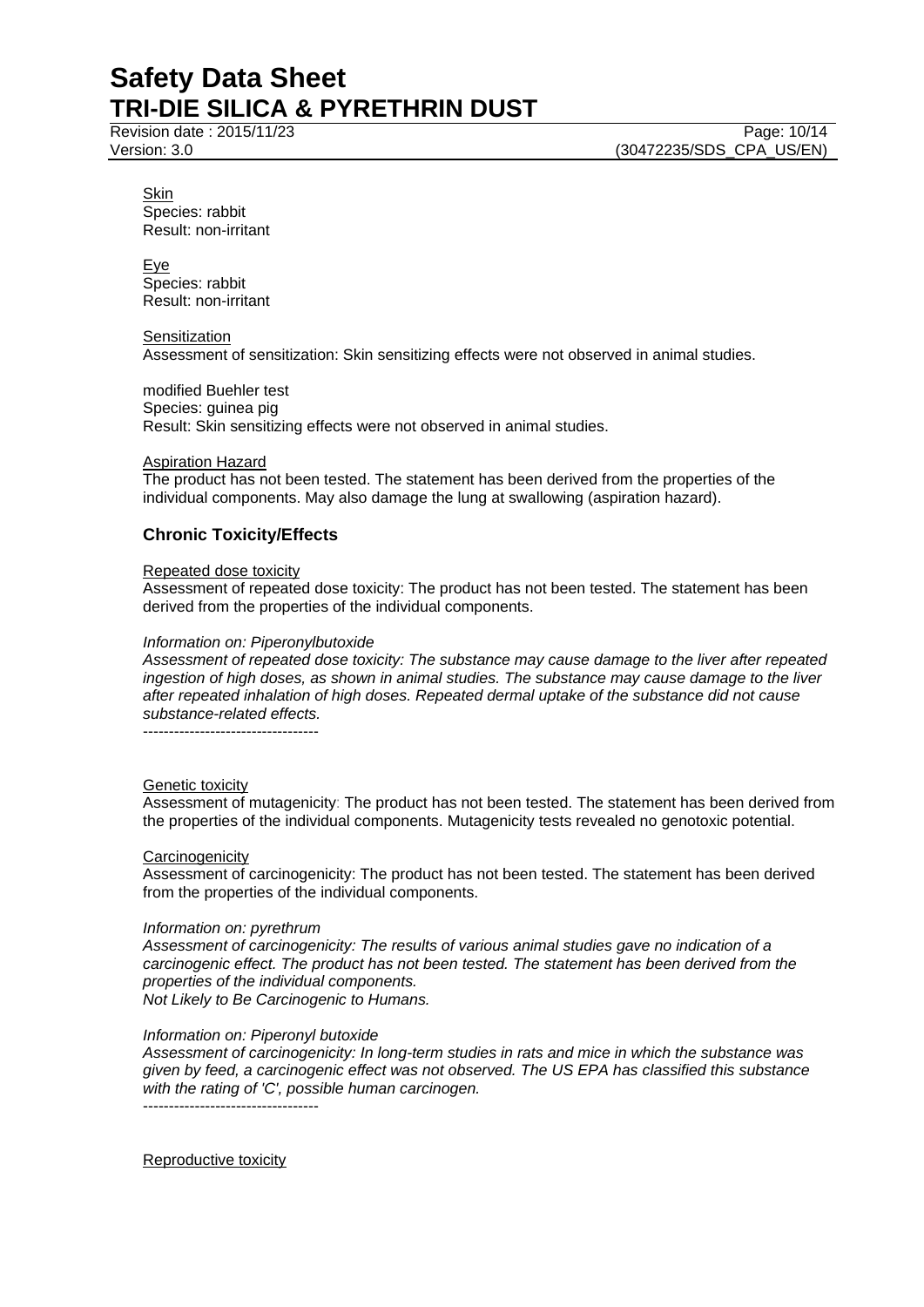Skin
Species: rabbit
Result: non-irritant

Eye
Species: rabbit
Result: non-irritant

Sensitization
Assessment of sensitization: Skin sensitizing effects were not observed in animal studies.

modified Buehler test
Species: guinea pig
Result: Skin sensitizing effects were not observed in animal studies.

Aspiration Hazard
The product has not been tested. The statement has been derived from the properties of the individual components. May also damage the lung at swallowing (aspiration hazard).

### Chronic Toxicity/Effects

Repeated dose toxicity
Assessment of repeated dose toxicity: The product has not been tested. The statement has been derived from the properties of the individual components.

*Information on: Piperonylbutoxide*
*Assessment of repeated dose toxicity: The substance may cause damage to the liver after repeated ingestion of high doses, as shown in animal studies. The substance may cause damage to the liver after repeated inhalation of high doses. Repeated dermal uptake of the substance did not cause substance-related effects.*
----------------------------------

Genetic toxicity
Assessment of mutagenicity: The product has not been tested. The statement has been derived from the properties of the individual components. Mutagenicity tests revealed no genotoxic potential.

Carcinogenicity
Assessment of carcinogenicity: The product has not been tested. The statement has been derived from the properties of the individual components.

*Information on: pyrethrum*
*Assessment of carcinogenicity: The results of various animal studies gave no indication of a carcinogenic effect. The product has not been tested. The statement has been derived from the properties of the individual components.*
*Not Likely to Be Carcinogenic to Humans.*

*Information on: Piperonyl butoxide*
*Assessment of carcinogenicity: In long-term studies in rats and mice in which the substance was given by feed, a carcinogenic effect was not observed. The US EPA has classified this substance with the rating of 'C', possible human carcinogen.*
----------------------------------

Reproductive toxicity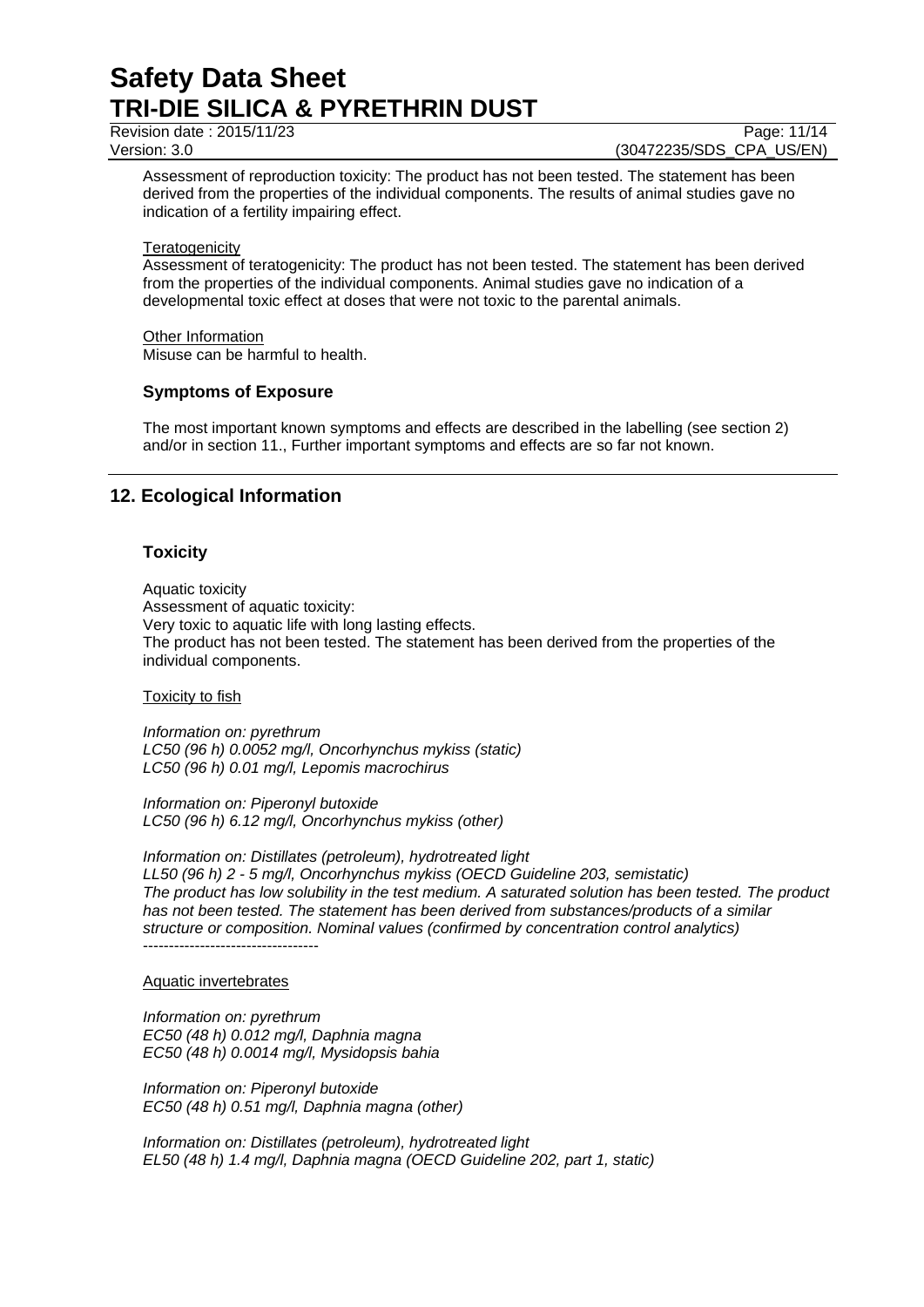Assessment of reproduction toxicity: The product has not been tested. The statement has been derived from the properties of the individual components. The results of animal studies gave no indication of a fertility impairing effect.

Teratogenicity

Assessment of teratogenicity: The product has not been tested. The statement has been derived from the properties of the individual components. Animal studies gave no indication of a developmental toxic effect at doses that were not toxic to the parental animals.

Other Information

Misuse can be harmful to health.

### Symptoms of Exposure

The most important known symptoms and effects are described in the labelling (see section 2) and/or in section 11., Further important symptoms and effects are so far not known.

## 12. Ecological Information

### Toxicity

Aquatic toxicity

Assessment of aquatic toxicity:

Very toxic to aquatic life with long lasting effects.

The product has not been tested. The statement has been derived from the properties of the individual components.

Toxicity to fish

*Information on: pyrethrum*
*LC50 (96 h) 0.0052 mg/l, Oncorhynchus mykiss (static)*
*LC50 (96 h) 0.01 mg/l, Lepomis macrochirus*

*Information on: Piperonyl butoxide*
*LC50 (96 h) 6.12 mg/l, Oncorhynchus mykiss (other)*

*Information on: Distillates (petroleum), hydrotreated light*
*LL50 (96 h) 2 - 5 mg/l, Oncorhynchus mykiss (OECD Guideline 203, semistatic)*
*The product has low solubility in the test medium. A saturated solution has been tested. The product has not been tested. The statement has been derived from substances/products of a similar structure or composition. Nominal values (confirmed by concentration control analytics)*
----------------------------------

Aquatic invertebrates

*Information on: pyrethrum*
*EC50 (48 h) 0.012 mg/l, Daphnia magna*
*EC50 (48 h) 0.0014 mg/l, Mysidopsis bahia*

*Information on: Piperonyl butoxide*
*EC50 (48 h) 0.51 mg/l, Daphnia magna (other)*

*Information on: Distillates (petroleum), hydrotreated light*
*EL50 (48 h) 1.4 mg/l, Daphnia magna (OECD Guideline 202, part 1, static)*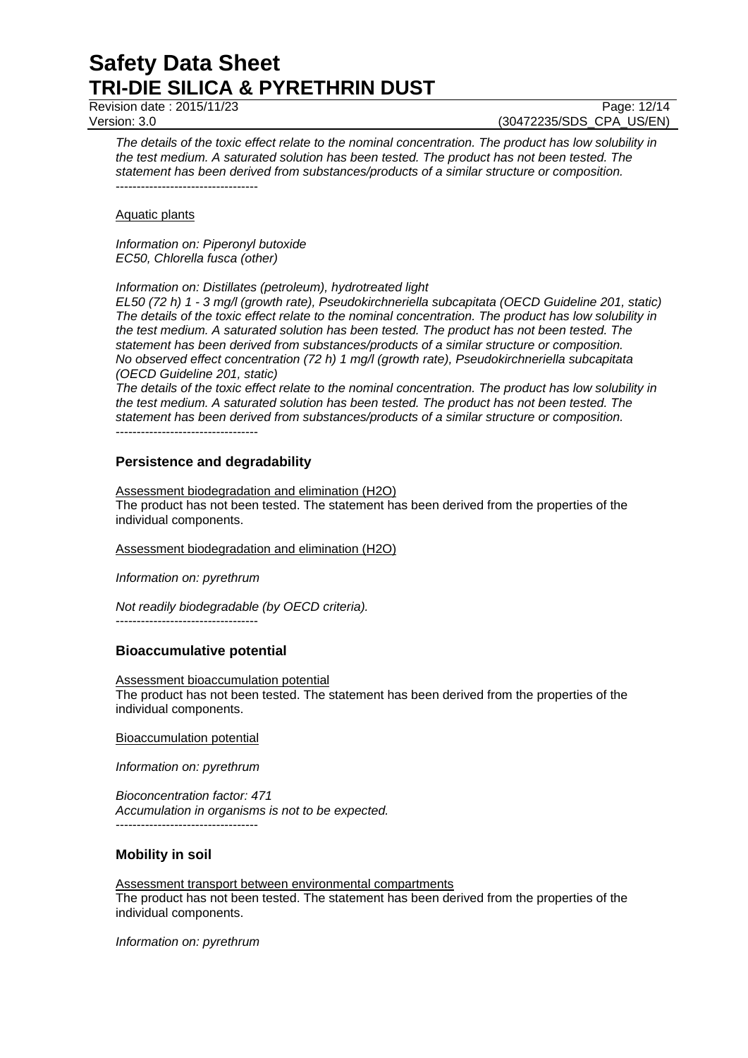*The details of the toxic effect relate to the nominal concentration. The product has low solubility in the test medium. A saturated solution has been tested. The product has not been tested. The statement has been derived from substances/products of a similar structure or composition.*

----------------------------------

Aquatic plants

*Information on: Piperonyl butoxide*
*EC50, Chlorella fusca (other)*

*Information on: Distillates (petroleum), hydrotreated light*
*EL50 (72 h) 1 - 3 mg/l (growth rate), Pseudokirchneriella subcapitata (OECD Guideline 201, static)*
*The details of the toxic effect relate to the nominal concentration. The product has low solubility in the test medium. A saturated solution has been tested. The product has not been tested. The statement has been derived from substances/products of a similar structure or composition.*
*No observed effect concentration (72 h) 1 mg/l (growth rate), Pseudokirchneriella subcapitata (OECD Guideline 201, static)*
*The details of the toxic effect relate to the nominal concentration. The product has low solubility in the test medium. A saturated solution has been tested. The product has not been tested. The statement has been derived from substances/products of a similar structure or composition.*

----------------------------------

### Persistence and degradability

Assessment biodegradation and elimination ($H_2O$)
The product has not been tested. The statement has been derived from the properties of the individual components.

Assessment biodegradation and elimination ($H_2O$)

*Information on: pyrethrum*

*Not readily biodegradable (by OECD criteria).*

----------------------------------

### Bioaccumulative potential

Assessment bioaccumulation potential
The product has not been tested. The statement has been derived from the properties of the individual components.

Bioaccumulation potential

*Information on: pyrethrum*

*Bioconcentration factor: 471*
*Accumulation in organisms is not to be expected.*

----------------------------------

### Mobility in soil

Assessment transport between environmental compartments
The product has not been tested. The statement has been derived from the properties of the individual components.

*Information on: pyrethrum*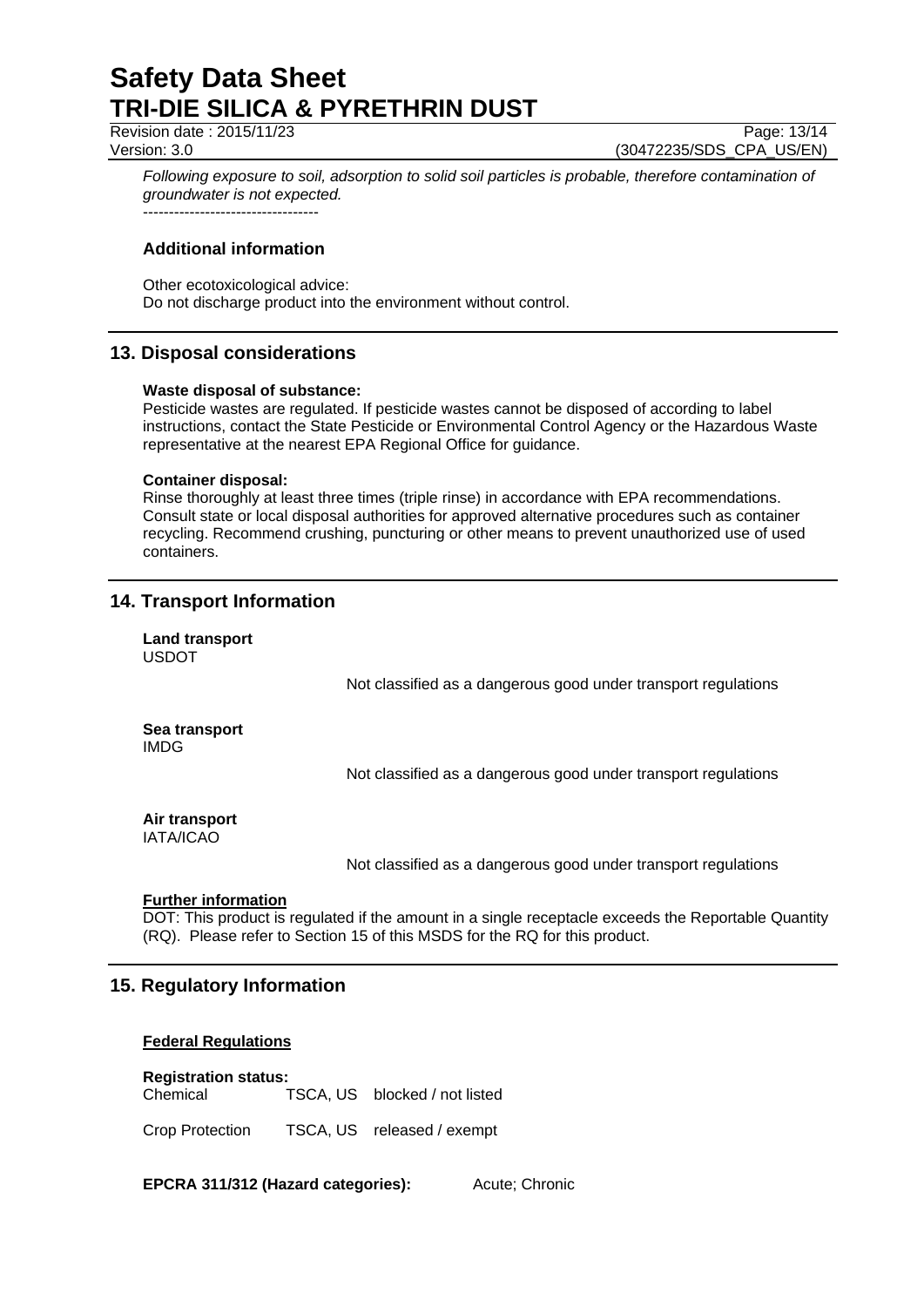*Following exposure to soil, adsorption to solid soil particles is probable, therefore contamination of groundwater is not expected.*

----------------------------------

### Additional information

Other ecotoxicological advice:
Do not discharge product into the environment without control.

## 13. Disposal considerations

**Waste disposal of substance:**
Pesticide wastes are regulated. If pesticide wastes cannot be disposed of according to label instructions, contact the State Pesticide or Environmental Control Agency or the Hazardous Waste representative at the nearest EPA Regional Office for guidance.

**Container disposal:**
Rinse thoroughly at least three times (triple rinse) in accordance with EPA recommendations. Consult state or local disposal authorities for approved alternative procedures such as container recycling. Recommend crushing, puncturing or other means to prevent unauthorized use of used containers.

## 14. Transport Information

**Land transport**
USDOT

Not classified as a dangerous good under transport regulations

**Sea transport**
IMDG

Not classified as a dangerous good under transport regulations

**Air transport**
IATA/ICAO

Not classified as a dangerous good under transport regulations

**Further information**
DOT: This product is regulated if the amount in a single receptacle exceeds the Reportable Quantity (RQ). Please refer to Section 15 of this MSDS for the RQ for this product.

## 15. Regulatory Information

**Federal Regulations**

**Registration status:**

| | | |
|---|---|---|
| Chemical | TSCA, US | blocked / not listed |
| Crop Protection | TSCA, US | released / exempt |

**EPCRA 311/312 (Hazard categories):** Acute; Chronic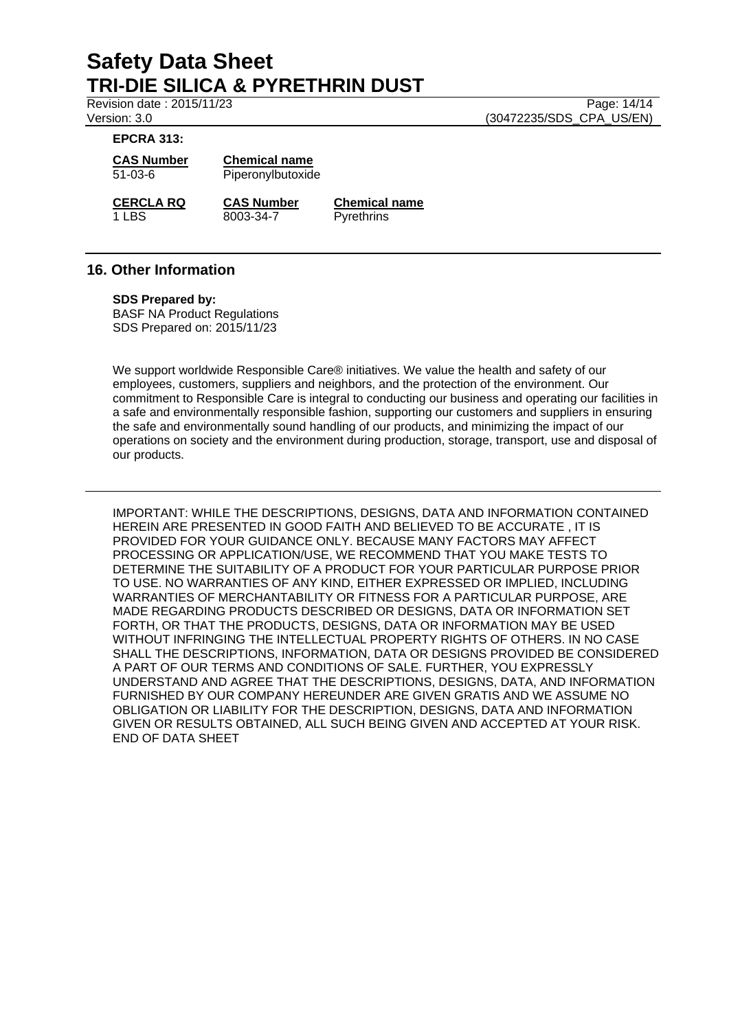**EPCRA 313:**

| CAS Number | Chemical name |
|---|---|
| 51-03-6 | Piperonylbutoxide |

| CERCLA RQ | CAS Number | Chemical name |
|---|---|---|
| 1 LBS | 8003-34-7 | Pyrethrins |

## 16. Other Information

**SDS Prepared by:**
BASF NA Product Regulations
SDS Prepared on: 2015/11/23

We support worldwide Responsible Care® initiatives. We value the health and safety of our employees, customers, suppliers and neighbors, and the protection of the environment. Our commitment to Responsible Care is integral to conducting our business and operating our facilities in a safe and environmentally responsible fashion, supporting our customers and suppliers in ensuring the safe and environmentally sound handling of our products, and minimizing the impact of our operations on society and the environment during production, storage, transport, use and disposal of our products.

---

IMPORTANT: WHILE THE DESCRIPTIONS, DESIGNS, DATA AND INFORMATION CONTAINED HEREIN ARE PRESENTED IN GOOD FAITH AND BELIEVED TO BE ACCURATE , IT IS PROVIDED FOR YOUR GUIDANCE ONLY. BECAUSE MANY FACTORS MAY AFFECT PROCESSING OR APPLICATION/USE, WE RECOMMEND THAT YOU MAKE TESTS TO DETERMINE THE SUITABILITY OF A PRODUCT FOR YOUR PARTICULAR PURPOSE PRIOR TO USE. NO WARRANTIES OF ANY KIND, EITHER EXPRESSED OR IMPLIED, INCLUDING WARRANTIES OF MERCHANTABILITY OR FITNESS FOR A PARTICULAR PURPOSE, ARE MADE REGARDING PRODUCTS DESCRIBED OR DESIGNS, DATA OR INFORMATION SET FORTH, OR THAT THE PRODUCTS, DESIGNS, DATA OR INFORMATION MAY BE USED WITHOUT INFRINGING THE INTELLECTUAL PROPERTY RIGHTS OF OTHERS. IN NO CASE SHALL THE DESCRIPTIONS, INFORMATION, DATA OR DESIGNS PROVIDED BE CONSIDERED A PART OF OUR TERMS AND CONDITIONS OF SALE. FURTHER, YOU EXPRESSLY UNDERSTAND AND AGREE THAT THE DESCRIPTIONS, DESIGNS, DATA, AND INFORMATION FURNISHED BY OUR COMPANY HEREUNDER ARE GIVEN GRATIS AND WE ASSUME NO OBLIGATION OR LIABILITY FOR THE DESCRIPTION, DESIGNS, DATA AND INFORMATION GIVEN OR RESULTS OBTAINED, ALL SUCH BEING GIVEN AND ACCEPTED AT YOUR RISK.
END OF DATA SHEET